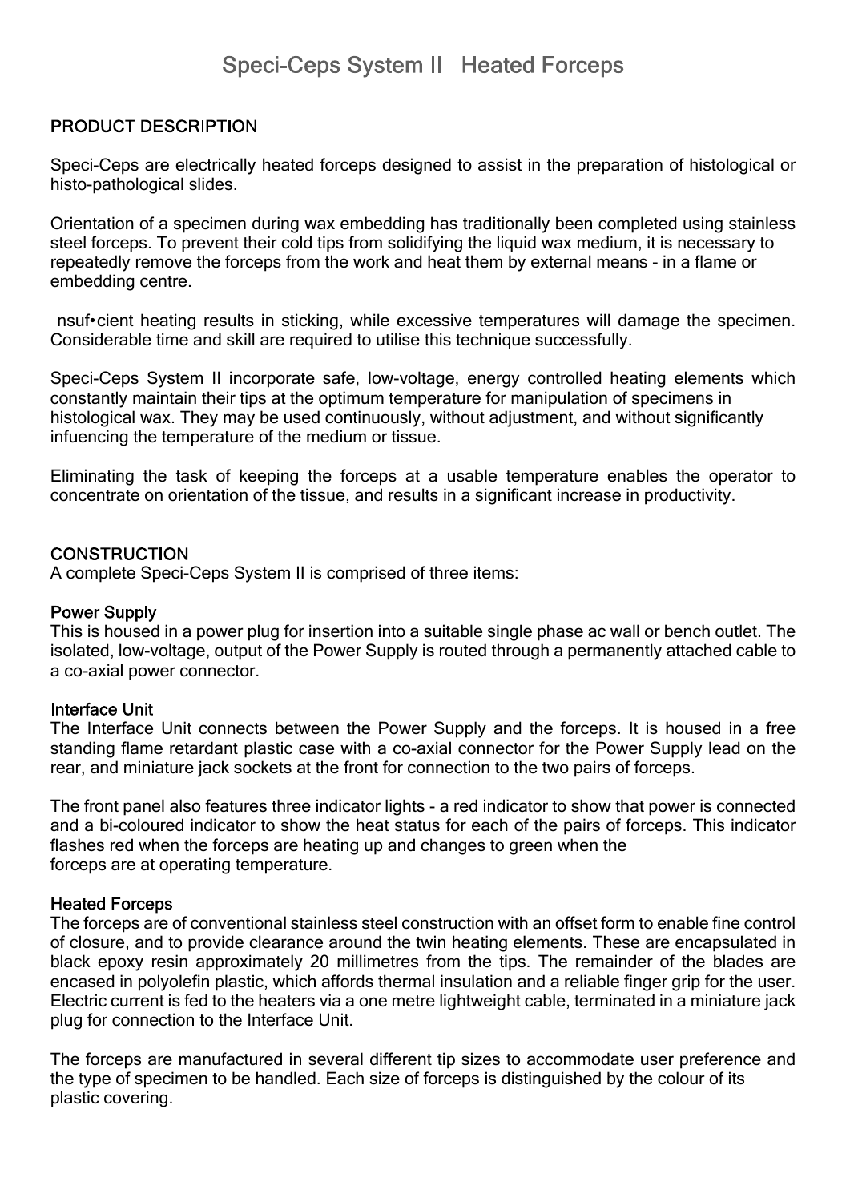# Speci-Ceps System II Heated Forceps

## PRODUCT DESCRIPTION

Speci-Ceps are electrically heated forceps designed to assist in the preparation of histological or histo-pathological slides.

Orientation of a specimen during wax embedding has traditionally been completed using stainless steel forceps. To prevent their cold tips from solidifying the liquid wax medium, it is necessary to repeatedly remove the forceps from the work and heat them by external means - in a flame or embedding centre.

nsuf•cient heating results in sticking, while excessive temperatures will damage the specimen. Considerable time and skill are required to utilise this technique successfully.

Speci-Ceps System II incorporate safe, low-voltage, energy controlled heating elements which constantly maintain their tips at the optimum temperature for manipulation of specimens in histological wax. They may be used continuously, without adjustment, and without significantly infuencing the temperature of the medium or tissue.

Eliminating the task of keeping the forceps at a usable temperature enables the operator to concentrate on orientation of the tissue, and results in a significant increase in productivity.

## CONSTRUCTION

A complete Speci-Ceps System II is comprised of three items:

### Power Supply

This is housed in a power plug for insertion into a suitable single phase ac wall or bench outlet. The isolated, low-voltage, output of the Power Supply is routed through a permanently attached cable to a co-axial power connector.

### Interface Unit

The Interface Unit connects between the Power Supply and the forceps. It is housed in a free standing flame retardant plastic case with a co-axial connector for the Power Supply lead on the rear, and miniature jack sockets at the front for connection to the two pairs of forceps.

The front panel also features three indicator lights - a red indicator to show that power is connected and a bi-coloured indicator to show the heat status for each of the pairs of forceps. This indicator flashes red when the forceps are heating up and changes to green when the forceps are at operating temperature.

### Heated Forceps

The forceps are of conventional stainless steel construction with an offset form to enable fine control of closure, and to provide clearance around the twin heating elements. These are encapsulated in black epoxy resin approximately 20 millimetres from the tips. The remainder of the blades are encased in polyolefin plastic, which affords thermal insulation and a reliable finger grip for the user. Electric current is fed to the heaters via a one metre lightweight cable, terminated in a miniature jack plug for connection to the Interface Unit.

The forceps are manufactured in several different tip sizes to accommodate user preference and the type of specimen to be handled. Each size of forceps is distinguished by the colour of its plastic covering.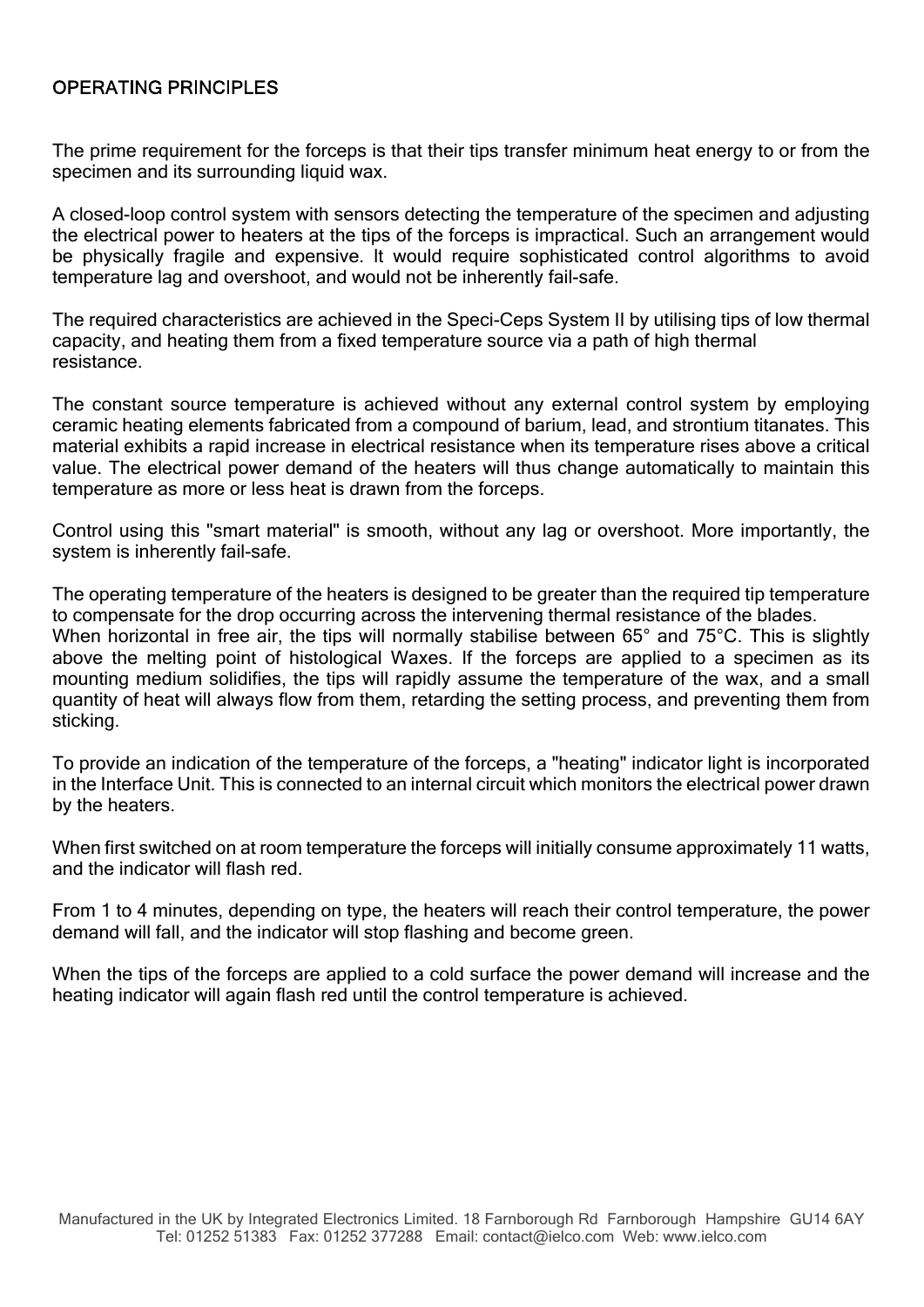## OPERATING PRINCIPLES

The prime requirement for the forceps is that their tips transfer minimum heat energy to or from the specimen and its surrounding liquid wax.

A closed-loop control system with sensors detecting the temperature of the specimen and adjusting the electrical power to heaters at the tips of the forceps is impractical. Such an arrangement would be physically fragile and expensive. It would require sophisticated control algorithms to avoid temperature lag and overshoot, and would not be inherently fail-safe.

The required characteristics are achieved in the Speci-Ceps System II by utilising tips of low thermal capacity, and heating them from a fixed temperature source via a path of high thermal resistance.

The constant source temperature is achieved without any external control system by employing ceramic heating elements fabricated from a compound of barium, lead, and strontium titanates. This material exhibits a rapid increase in electrical resistance when its temperature rises above a critical value. The electrical power demand of the heaters will thus change automatically to maintain this temperature as more or less heat is drawn from the forceps.

Control using this "smart material" is smooth, without any lag or overshoot. More importantly, the system is inherently fail-safe.

The operating temperature of the heaters is designed to be greater than the required tip temperature to compensate for the drop occurring across the intervening thermal resistance of the blades.
When horizontal in free air, the tips will normally stabilise between 65° and 75°C. This is slightly above the melting point of histological Waxes. If the forceps are applied to a specimen as its mounting medium solidifies, the tips will rapidly assume the temperature of the wax, and a small quantity of heat will always flow from them, retarding the setting process, and preventing them from sticking.

To provide an indication of the temperature of the forceps, a "heating" indicator light is incorporated in the Interface Unit. This is connected to an internal circuit which monitors the electrical power drawn by the heaters.

When first switched on at room temperature the forceps will initially consume approximately 11 watts, and the indicator will flash red.

From 1 to 4 minutes, depending on type, the heaters will reach their control temperature, the power demand will fall, and the indicator will stop flashing and become green.

When the tips of the forceps are applied to a cold surface the power demand will increase and the heating indicator will again flash red until the control temperature is achieved.

Manufactured in the UK by Integrated Electronics Limited. 18 Farnborough Rd Farnborough Hampshire GU14 6AY
Tel: 01252 51383 Fax: 01252 377288 Email: contact@ielco.com Web: www.ielco.com